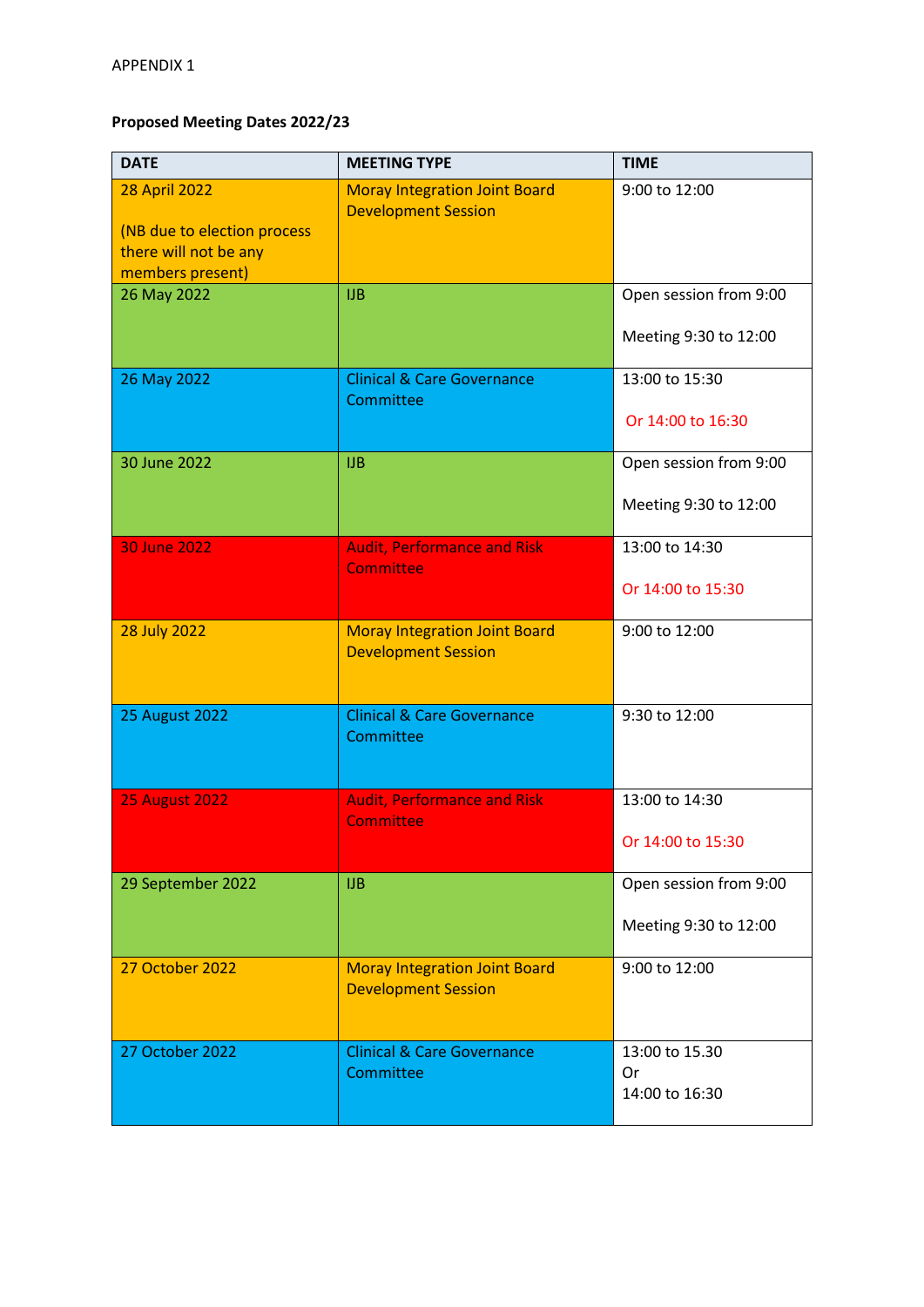APPENDIX 1

**Proposed Meeting Dates 2022/23**

| DATE | MEETING TYPE | TIME |
|---|---|---|
| 28 April 2022<br><br>(NB due to election process there will not be any members present) | Moray Integration Joint Board Development Session | 9:00 to 12:00 |
| 26 May 2022 | IJB | Open session from 9:00<br><br>Meeting 9:30 to 12:00 |
| 26 May 2022 | Clinical & Care Governance Committee | 13:00 to 15:30<br><br>Or 14:00 to 16:30 |
| 30 June 2022 | IJB | Open session from 9:00<br><br>Meeting 9:30 to 12:00 |
| 30 June 2022 | Audit, Performance and Risk Committee | 13:00 to 14:30<br><br>Or 14:00 to 15:30 |
| 28 July 2022 | Moray Integration Joint Board Development Session | 9:00 to 12:00 |
| 25 August 2022 | Clinical & Care Governance Committee | 9:30 to 12:00 |
| 25 August 2022 | Audit, Performance and Risk Committee | 13:00 to 14:30<br><br>Or 14:00 to 15:30 |
| 29 September 2022 | IJB | Open session from 9:00<br><br>Meeting 9:30 to 12:00 |
| 27 October 2022 | Moray Integration Joint Board Development Session | 9:00 to 12:00 |
| 27 October 2022 | Clinical & Care Governance Committee | 13:00 to 15.30<br>Or<br>14:00 to 16:30 |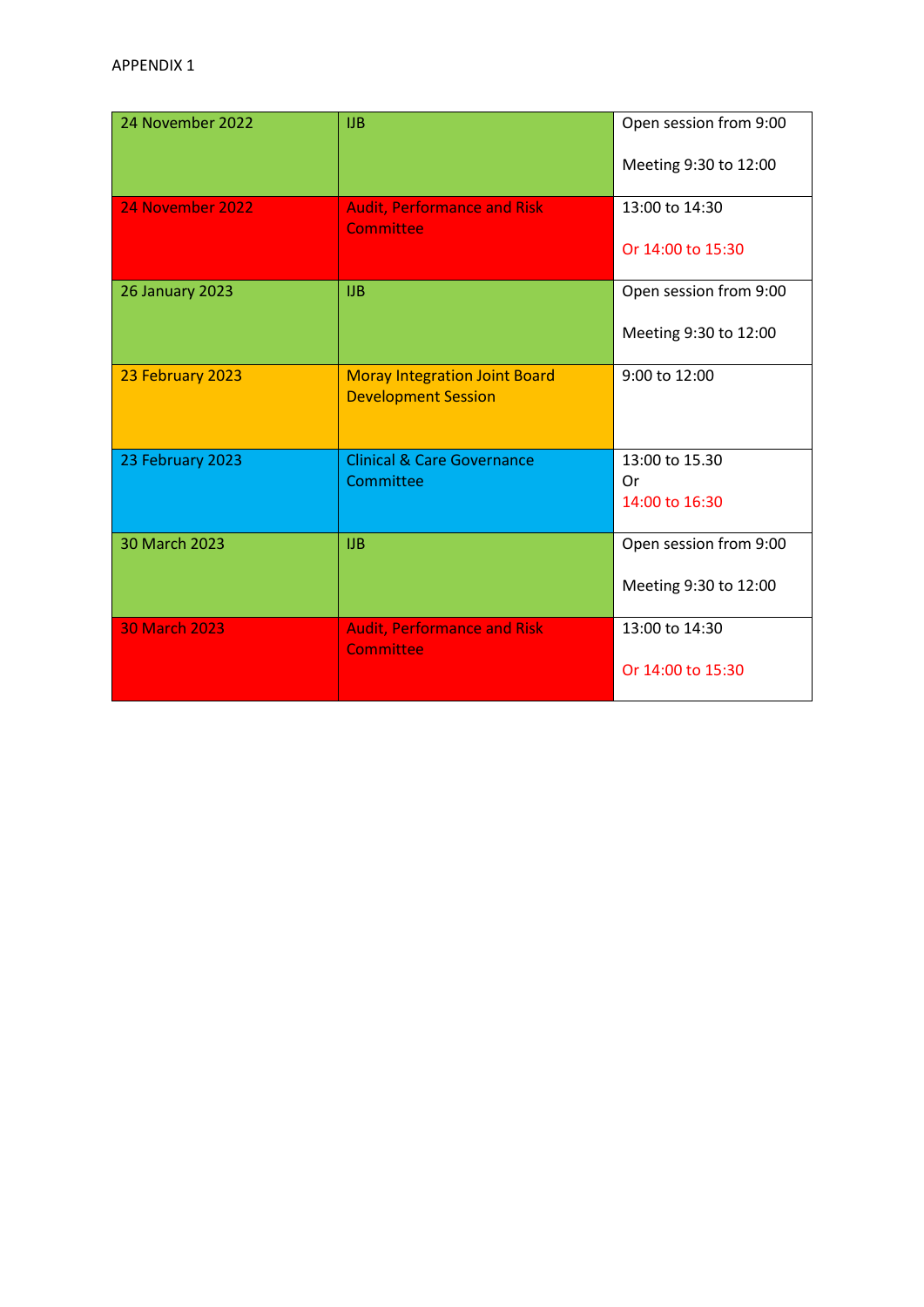APPENDIX 1

| | | |
|---|---|---|
| 24 November 2022 | IJB | Open session from 9:00<br><br>Meeting 9:30 to 12:00 |
| 24 November 2022 | Audit, Performance and Risk Committee | 13:00 to 14:30<br><br>Or 14:00 to 15:30 |
| 26 January 2023 | IJB | Open session from 9:00<br><br>Meeting 9:30 to 12:00 |
| 23 February 2023 | Moray Integration Joint Board Development Session | 9:00 to 12:00 |
| 23 February 2023 | Clinical & Care Governance Committee | 13:00 to 15.30<br>Or<br>14:00 to 16:30 |
| 30 March 2023 | IJB | Open session from 9:00<br><br>Meeting 9:30 to 12:00 |
| 30 March 2023 | Audit, Performance and Risk Committee | 13:00 to 14:30<br><br>Or 14:00 to 15:30 |